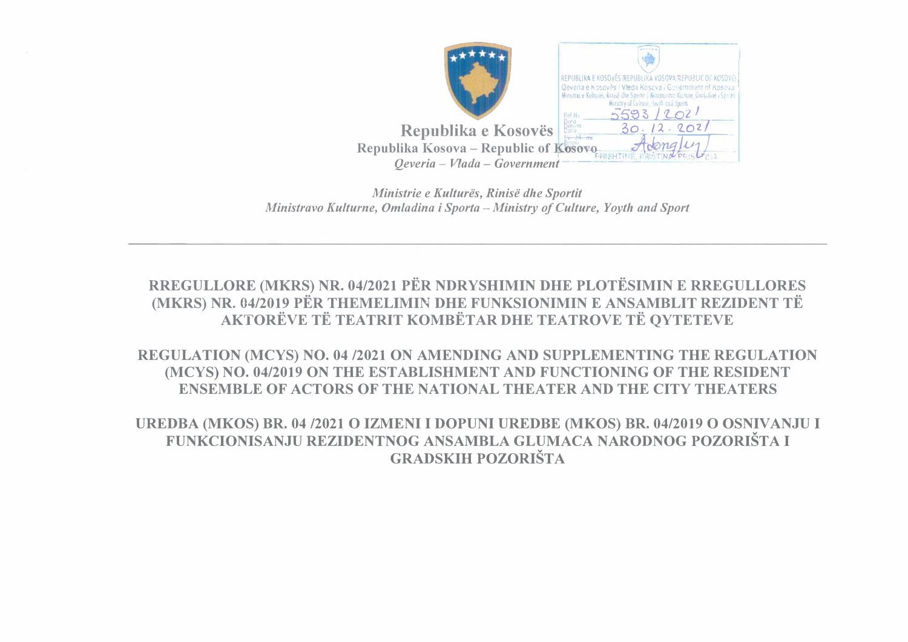**Republika e Kosovës**
**Republika Kosova – Republic of Kosovo**
*Qeveria – Vlada – Government*

REPUBLIKA E KOSOVËS/REPUBLIKA KOSOVA/REPUBLIC OF KOSOVO
Qeveria e Kosovës / Vlada Kosova / Government of Kosova
Ministria e Kulturës, Rinisë dhe Sportit / Ministarstvo Kulture, Omladine i Sporta
Ministry of Culture, Youth and Sports
Ref.Nr. 5593/2021
Data 30.12.2021
Adonaj
PRISHTINË, PRIŠTINA, PRISHTINA

*Ministrie e Kulturës, Rinisë dhe Sportit*
*Ministravo Kulturne, Omladina i Sporta – Ministry of Culture, Yoyth and Sport*

---

# RREGULLORE (MKRS) NR. 04/2021 PËR NDRYSHIMIN DHE PLOTËSIMIN E RREGULLORES (MKRS) NR. 04/2019 PËR THEMELIMIN DHE FUNKSIONIMIN E ANSAMBLIT REZIDENT TË AKTORËVE TË TEATRIT KOMBËTAR DHE TEATROVE TË QYTETEVE

# REGULATION (MCYS) NO. 04 /2021 ON AMENDING AND SUPPLEMENTING THE REGULATION (MCYS) NO. 04/2019 ON THE ESTABLISHMENT AND FUNCTIONING OF THE RESIDENT ENSEMBLE OF ACTORS OF THE NATIONAL THEATER AND THE CITY THEATERS

# UREDBA (MKOS) BR. 04 /2021 O IZMENI I DOPUNI UREDBE (MKOS) BR. 04/2019 O OSNIVANJU I FUNKCIONISANJU REZIDENTNOG ANSAMBLA GLUMACA NARODNOG POZORIŠTA I GRADSKIH POZORIŠTA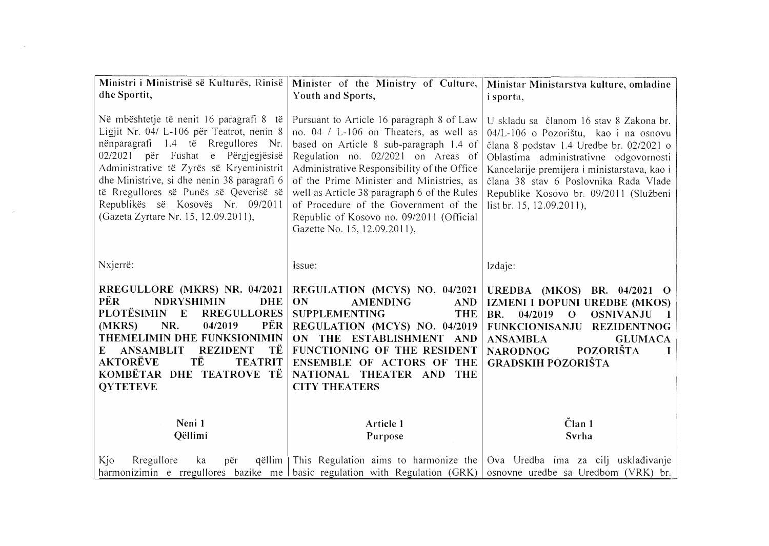| Ministri i Ministrisë së Kulturës, Rinisë dhe Sportit, | Minister of the Ministry of Culture, Youth and Sports, | Ministar Ministarstva kulture, omladine i sporta, |
|---|---|---|
| Në mbështetje të nenit 16 paragrafi 8 të Ligjit Nr. 04/ L-106 për Teatrot, nenin 8 nënparagrafi 1.4 të Rregullores Nr. 02/2021 për Fushat e Përgjegjësisë Administrative të Zyrës së Kryeministrit dhe Ministrive, si dhe nenin 38 paragrafi 6 të Rregullores së Punës së Qeverisë së Republikës së Kosovës Nr. 09/2011 (Gazeta Zyrtare Nr. 15, 12.09.2011), | Pursuant to Article 16 paragraph 8 of Law no. 04 / L-106 on Theaters, as well as based on Article 8 sub-paragraph 1.4 of Regulation no. 02/2021 on Areas of Administrative Responsibility of the Office of the Prime Minister and Ministries, as well as Article 38 paragraph 6 of the Rules of Procedure of the Government of the Republic of Kosovo no. 09/2011 (Official Gazette No. 15, 12.09.2011), | U skladu sa članom 16 stav 8 Zakona br. 04/L-106 o Pozorištu, kao i na osnovu člana 8 podstav 1.4 Uredbe br. 02/2021 o Oblastima administrativne odgovornosti Kancelarije premijera i ministarstava, kao i člana 38 stav 6 Poslovnika Rada Vlade Republike Kosovo br. 09/2011 (Službeni list br. 15, 12.09.2011), |
| Nxjerrë: | Issue: | Izdaje: |
| **RREGULLORE (MKRS) NR. 04/2021 PËR NDRYSHIMIN DHE PLOTËSIMIN E RREGULLORES (MKRS) NR. 04/2019 PËR THEMELIMIN DHE FUNKSIONIMIN E ANSAMBLIT REZIDENT TË AKTORËVE TË TEATRIT KOMBËTAR DHE TEATROVE TË QYTETEVE** | **REGULATION (MCYS) NO. 04/2021 ON AMENDING AND SUPPLEMENTING THE REGULATION (MCYS) NO. 04/2019 ON THE ESTABLISHMENT AND FUNCTIONING OF THE RESIDENT ENSEMBLE OF ACTORS OF THE NATIONAL THEATER AND THE CITY THEATERS** | **UREDBA (MKOS) BR. 04/2021 O IZMENI I DOPUNI UREDBE (MKOS) BR. 04/2019 O OSNIVANJU I FUNKCIONISANJU REZIDENTNOG ANSAMBLA GLUMACA NARODNOG POZORIŠTA I GRADSKIH POZORIŠTA** |
| **Neni 1**<br>**Qëllimi** | **Article 1**<br>**Purpose** | **Član 1**<br>**Svrha** |
| Kjo Rregullore ka për qëllim harmonizimin e rregullores bazike me | This Regulation aims to harmonize the basic regulation with Regulation (GRK) | Ova Uredba ima za cilj usklađivanje osnovne uredbe sa Uredbom (VRK) br. |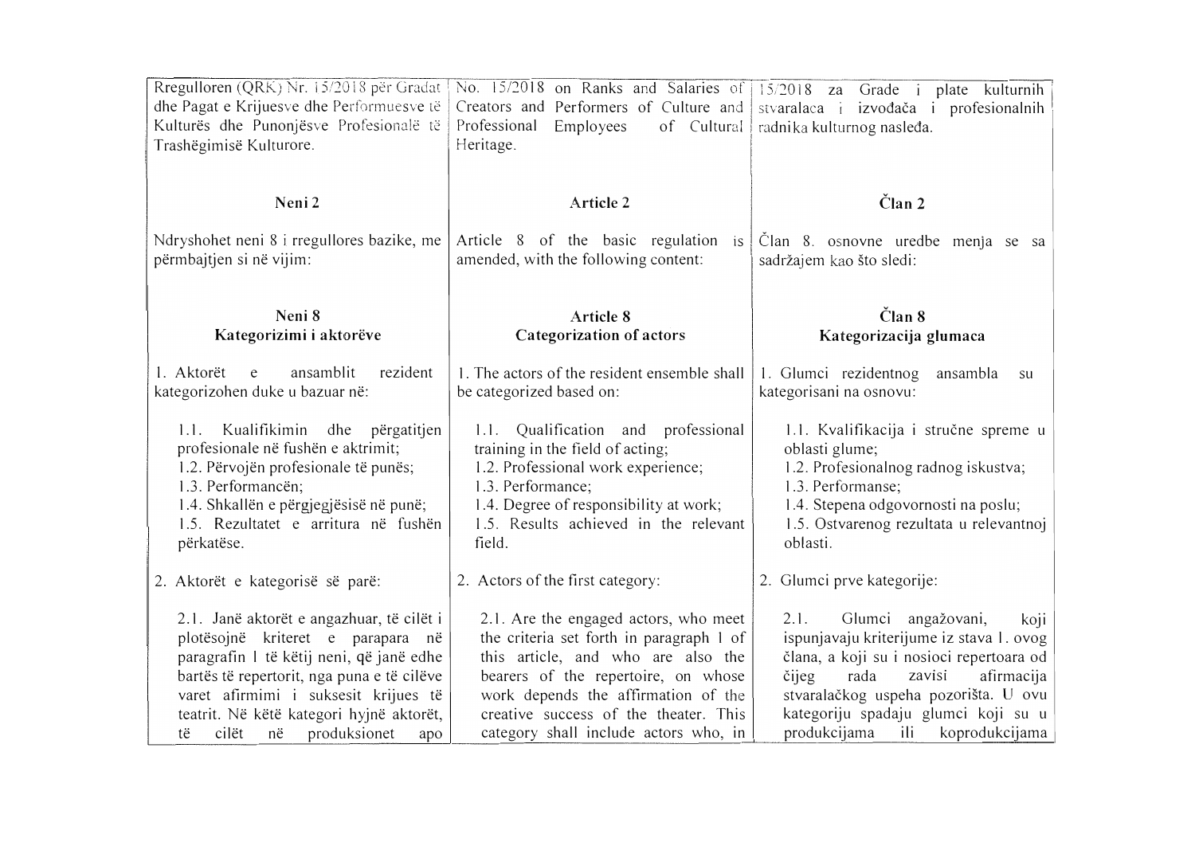| | | |
|---|---|---|
| Rregulloren (QRK) Nr. 15/2018 për Gradat dhe Pagat e Krijuesve dhe Performuesve të Kulturës dhe Punonjësve Profesionalë të Trashëgimisë Kulturore. | No. 15/2018 on Ranks and Salaries of Creators and Performers of Culture and Professional Employees of Cultural Heritage. | 15/2018 za Grade i plate kulturnih stvaralaca i izvođača i profesionalnih radnika kulturnog nasleđa. |
| **Neni 2** | **Article 2** | **Član 2** |
| Ndryshohet neni 8 i rregullores bazike, me përmbajtjen si në vijim: | Article 8 of the basic regulation is amended, with the following content: | Član 8. osnovne uredbe menja se sa sadržajem kao što sledi: |
| **Neni 8**<br>**Kategorizimi i aktorëve** | **Article 8**<br>**Categorization of actors** | **Član 8**<br>**Kategorizacija glumaca** |
| 1. Aktorët e ansamblit rezident kategorizohen duke u bazuar në: | 1. The actors of the resident ensemble shall be categorized based on: | 1. Glumci rezidentnog ansambla su kategorisani na osnovu: |
| 1.1. Kualifikimin dhe përgatitjen profesionale në fushën e aktrimit;<br>1.2. Përvojën profesionale të punës;<br>1.3. Performancën;<br>1.4. Shkallën e përgjegjësisë në punë;<br>1.5. Rezultatet e arritura në fushën përkatëse. | 1.1. Qualification and professional training in the field of acting;<br>1.2. Professional work experience;<br>1.3. Performance;<br>1.4. Degree of responsibility at work;<br>1.5. Results achieved in the relevant field. | 1.1. Kvalifikacija i stručne spreme u oblasti glume;<br>1.2. Profesionalnog radnog iskustva;<br>1.3. Performanse;<br>1.4. Stepena odgovornosti na poslu;<br>1.5. Ostvarenog rezultata u relevantnoj oblasti. |
| 2. Aktorët e kategorisë së parë: | 2. Actors of the first category: | 2. Glumci prve kategorije: |
| 2.1. Janë aktorët e angazhuar, të cilët i plotësojnë kriteret e parapara në paragrafin 1 të këtij neni, që janë edhe bartës të repertorit, nga puna e të cilëve varet afirmimi i suksesit krijues të teatrit. Në këtë kategori hyjnë aktorët, të cilët në produksionet apo | 2.1. Are the engaged actors, who meet the criteria set forth in paragraph 1 of this article, and who are also the bearers of the repertoire, on whose work depends the affirmation of the creative success of the theater. This category shall include actors who, in | 2.1. Glumci angažovani, koji ispunjavaju kriterijume iz stava 1. ovog člana, a koji su i nosioci repertoara od čijeg rada zavisi afirmacija stvaralačkog uspeha pozorišta. U ovu kategoriju spadaju glumci koji su u produkcijama ili koprodukcijama |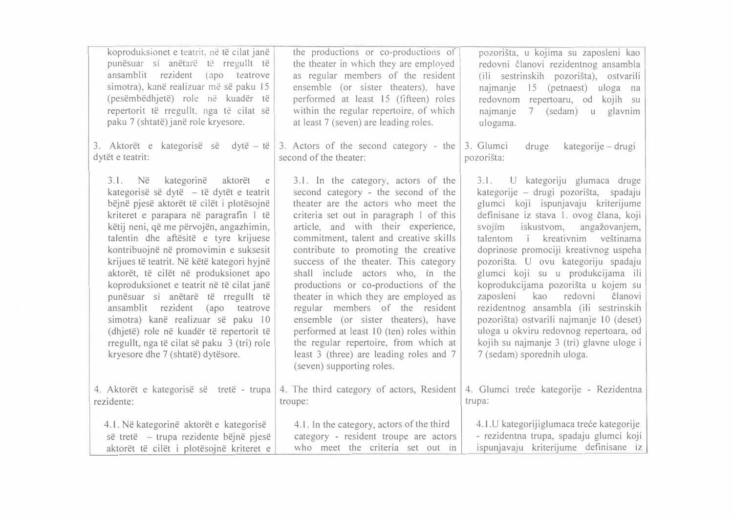| | | |
|---|---|---|
| koproduksionet e teatrit, në të cilat janë punësuar si anëtarë të rregullt të ansamblit rezident (apo teatrove simotra), kanë realizuar më së paku 15 (pesëmbëdhjetë) role në kuadër të repertorit të rregullt, nga të cilat së paku 7 (shtatë) janë role kryesore. | the productions or co-productions of the theater in which they are employed as regular members of the resident ensemble (or sister theaters), have performed at least 15 (fifteen) roles within the regular repertoire, of which at least 7 (seven) are leading roles. | pozorišta, u kojima su zaposleni kao redovni članovi rezidentnog ansambla (ili sestrinskih pozorišta), ostvarili najmanje 15 (petnaest) uloga na redovnom repertoaru, od kojih su najmanje 7 (sedam) u glavnim ulogama. |
| 3. Aktorët e kategorisë së dytë – të dytët e teatrit: | 3. Actors of the second category - the second of the theater: | 3. Glumci druge kategorije – drugi pozorišta: |
| 3.1. Në kategorinë aktorët e kategorisë së dytë – të dytët e teatrit bëjnë pjesë aktorët të cilët i plotësojnë kriteret e parapara në paragrafin 1 të këtij neni, që me përvojën, angazhimin, talentin dhe aftësitë e tyre krijuese kontribuojnë në promovimin e suksesit krijues të teatrit. Në këtë kategori hyjnë aktorët, të cilët në produksionet apo koproduksionet e teatrit në të cilat janë punësuar si anëtarë të rregullt të ansamblit rezident (apo teatrove simotra) kanë realizuar së paku 10 (dhjetë) role në kuadër të repertorit të rregullt, nga të cilat së paku 3 (tri) role kryesore dhe 7 (shtatë) dytësore. | 3.1. In the category, actors of the second category - the second of the theater are the actors who meet the criteria set out in paragraph 1 of this article, and with their experience, commitment, talent and creative skills contribute to promoting the creative success of the theater. This category shall include actors who, in the productions or co-productions of the theater in which they are employed as regular members of the resident ensemble (or sister theaters), have performed at least 10 (ten) roles within the regular repertoire, from which at least 3 (three) are leading roles and 7 (seven) supporting roles. | 3.1. U kategoriju glumaca druge kategorije – drugi pozorišta, spadaju glumci koji ispunjavaju kriterijume definisane iz stava 1. ovog člana, koji svojim iskustvom, angažovanjem, talentom i kreativnim veštinama doprinose promociji kreativnog uspeha pozorišta. U ovu kategoriju spadaju glumci koji su u produkcijama ili koprodukcijama pozorišta u kojem su zaposleni kao redovni članovi rezidentnog ansambla (ili sestrinskih pozorišta) ostvarili najmanje 10 (deset) uloga u okviru redovnog repertoara, od kojih su najmanje 3 (tri) glavne uloge i 7 (sedam) sporednih uloga. |
| 4. Aktorët e kategorisë së tretë - trupa rezidente: | 4. The third category of actors, Resident troupe: | 4. Glumci treće kategorije - Rezidentna trupa: |
| 4.1. Në kategorinë aktorët e kategorisë së tretë – trupa rezidente bëjnë pjesë aktorët të cilët i plotësojnë kriteret e | 4.1. In the category, actors of the third category - resident troupe are actors who meet the criteria set out in | 4.1.U kategorijiglumaca treće kategorije - rezidentna trupa, spadaju glumci koji ispunjavaju kriterijume definisane iz |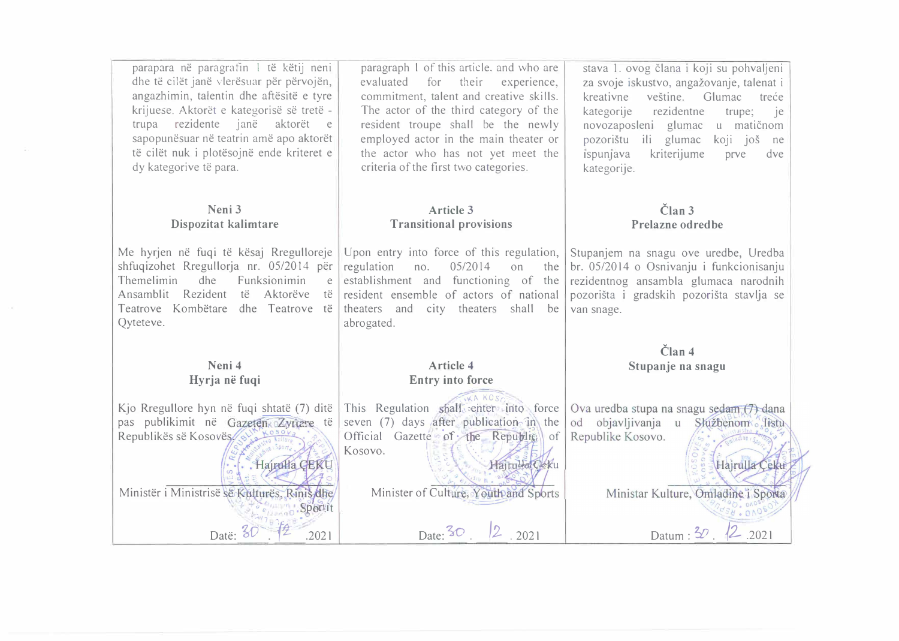| | | |
|---|---|---|
| parapara në paragrafin 1 të këtij neni dhe të cilët janë vlerësuar për përvojën, angazhimin, talentin dhe aftësitë e tyre krijuese. Aktorët e kategorisë së tretë - trupa rezidente janë aktorët e sapopunësuar në teatrin amë apo aktorët të cilët nuk i plotësojnë ende kriteret e dy kategorive të para. | paragraph 1 of this article. and who are evaluated for their experience, commitment, talent and creative skills. The actor of the third category of the resident troupe shall be the newly employed actor in the main theater or the actor who has not yet meet the criteria of the first two categories. | stava 1. ovog člana i koji su pohvaljeni za svoje iskustvo, angažovanje, talenat i kreativne veštine. Glumac treće kategorije rezidentne trupe; je novozaposleni glumac u matičnom pozorištu ili glumac koji još ne ispunjava kriterijume prve dve kategorije. |
| **Neni 3**<br>**Dispozitat kalimtare** | **Article 3**<br>**Transitional provisions** | **Član 3**<br>**Prelazne odredbe** |
| Me hyrjen në fuqi të kësaj Rregulloreje shfuqizohet Rregullorja nr. 05/2014 për Themelimin dhe Funksionimin e Ansamblit Rezident të Aktorëve të Teatrove Kombëtare dhe Teatrove të Qyteteve. | Upon entry into force of this regulation, regulation no. 05/2014 on the establishment and functioning of the resident ensemble of actors of national theaters and city theaters shall be abrogated. | Stupanjem na snagu ove uredbe, Uredba br. 05/2014 o Osnivanju i funkcionisanju rezidentnog ansambla glumaca narodnih pozorišta i gradskih pozorišta stavlja se van snage. |
| **Neni 4**<br>**Hyrja në fuqi** | **Article 4**<br>**Entry into force** | **Član 4**<br>**Stupanje na snagu** |
| Kjo Rregullore hyn në fuqi shtatë (7) ditë pas publikimit në Gazetën Zyrtare të Republikës së Kosovës. | This Regulation shall enter into force seven (7) days after publication in the Official Gazette of the Republic of Kosovo. | Ova uredba stupa na snagu sedam (7) dana od objavljivanja u Službenom listu Republike Kosovo. |
| Hajrulla ÇEKU<br>Ministër i Ministrisë së Kulturës, Rinisë dhe Sportit | Hajrulla Çeku<br>Minister of Culture, Youth and Sports | Hajrulla Çeku<br>Ministar Kulture, Omladine i Sporta |
| Datë: 30 . 12 .2021 | Date: 30 . 12 . 2021 | Datum : 30 . 12 .2021 |